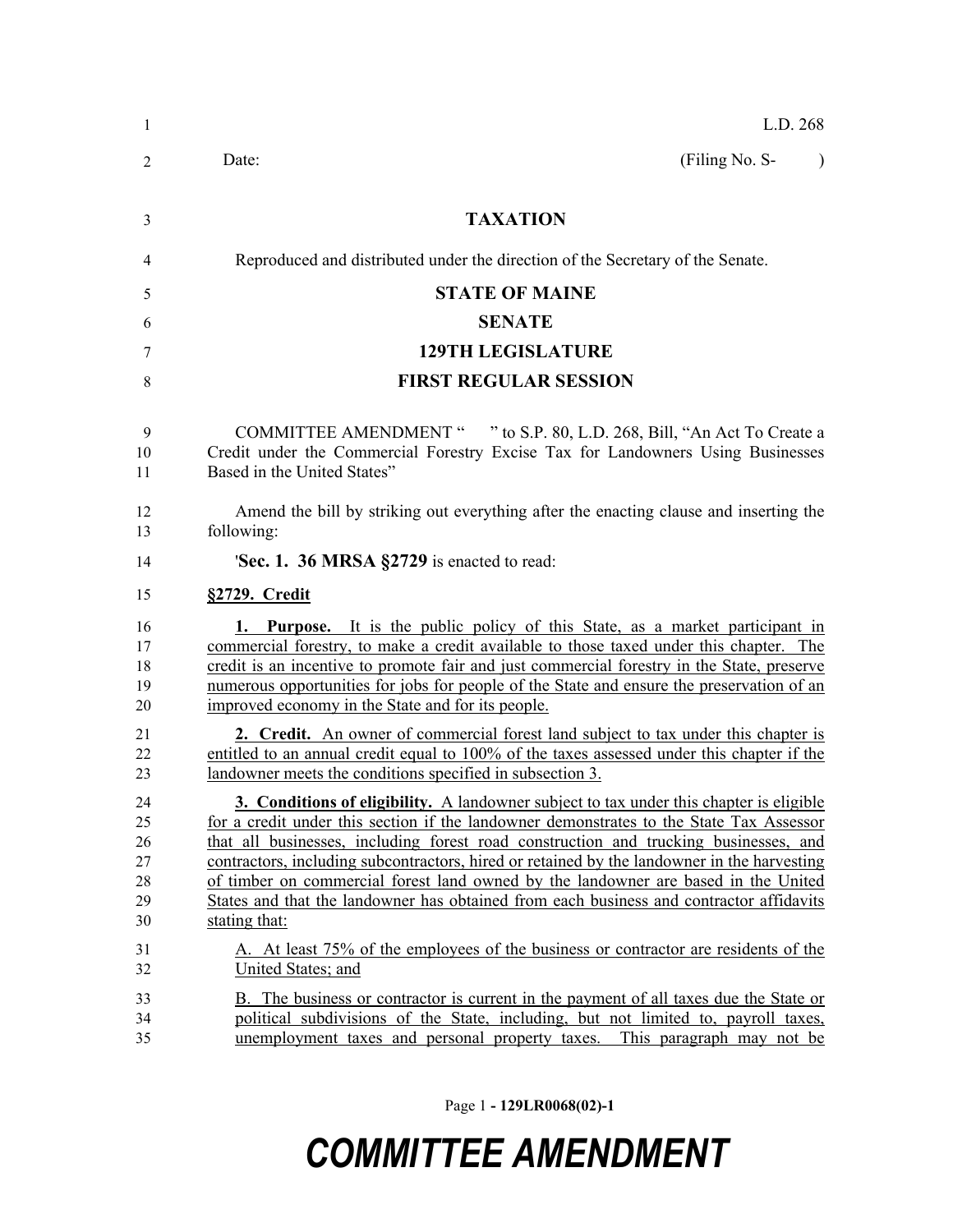L.D. 268

Date: (Filing No. S- )

# TAXATION

Reproduced and distributed under the direction of the Secretary of the Senate.

## STATE OF MAINE

## SENATE

## 129TH LEGISLATURE

## FIRST REGULAR SESSION

COMMITTEE AMENDMENT " " to S.P. 80, L.D. 268, Bill, "An Act To Create a Credit under the Commercial Forestry Excise Tax for Landowners Using Businesses Based in the United States"

Amend the bill by striking out everything after the enacting clause and inserting the following:

'**Sec. 1. 36 MRSA §2729** is enacted to read:

**§2729. Credit**

**1. Purpose.** It is the public policy of this State, as a market participant in commercial forestry, to make a credit available to those taxed under this chapter. The credit is an incentive to promote fair and just commercial forestry in the State, preserve numerous opportunities for jobs for people of the State and ensure the preservation of an improved economy in the State and for its people.

**2. Credit.** An owner of commercial forest land subject to tax under this chapter is entitled to an annual credit equal to 100% of the taxes assessed under this chapter if the landowner meets the conditions specified in subsection 3.

**3. Conditions of eligibility.** A landowner subject to tax under this chapter is eligible for a credit under this section if the landowner demonstrates to the State Tax Assessor that all businesses, including forest road construction and trucking businesses, and contractors, including subcontractors, hired or retained by the landowner in the harvesting of timber on commercial forest land owned by the landowner are based in the United States and that the landowner has obtained from each business and contractor affidavits stating that:

A. At least 75% of the employees of the business or contractor are residents of the United States; and

B. The business or contractor is current in the payment of all taxes due the State or political subdivisions of the State, including, but not limited to, payroll taxes, unemployment taxes and personal property taxes. This paragraph may not be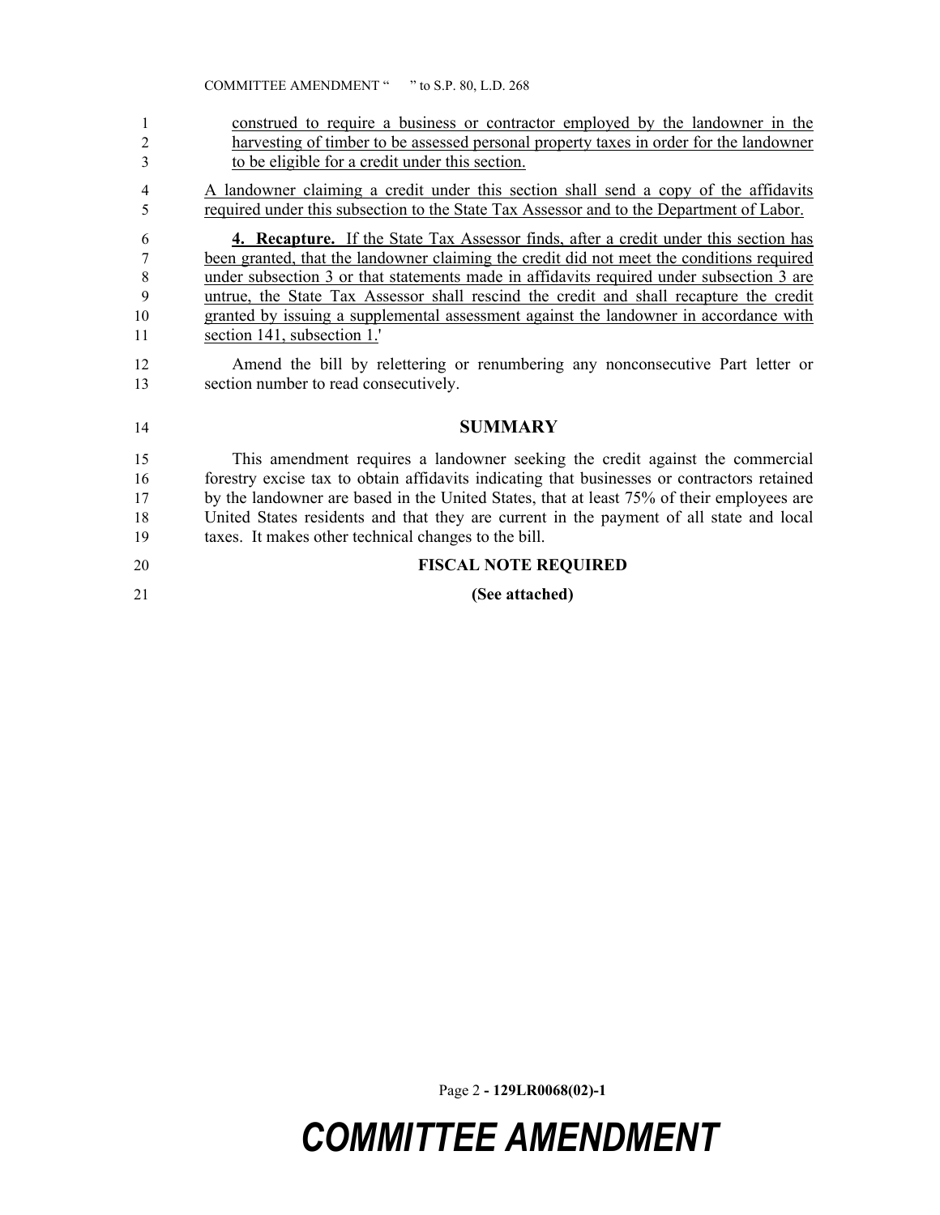construed to require a business or contractor employed by the landowner in the harvesting of timber to be assessed personal property taxes in order for the landowner to be eligible for a credit under this section.

A landowner claiming a credit under this section shall send a copy of the affidavits required under this subsection to the State Tax Assessor and to the Department of Labor.

**4. Recapture.** If the State Tax Assessor finds, after a credit under this section has been granted, that the landowner claiming the credit did not meet the conditions required under subsection 3 or that statements made in affidavits required under subsection 3 are untrue, the State Tax Assessor shall rescind the credit and shall recapture the credit granted by issuing a supplemental assessment against the landowner in accordance with section 141, subsection 1.'

Amend the bill by relettering or renumbering any nonconsecutive Part letter or section number to read consecutively.

## SUMMARY

This amendment requires a landowner seeking the credit against the commercial forestry excise tax to obtain affidavits indicating that businesses or contractors retained by the landowner are based in the United States, that at least 75% of their employees are United States residents and that they are current in the payment of all state and local taxes. It makes other technical changes to the bill.

**FISCAL NOTE REQUIRED**

**(See attached)**